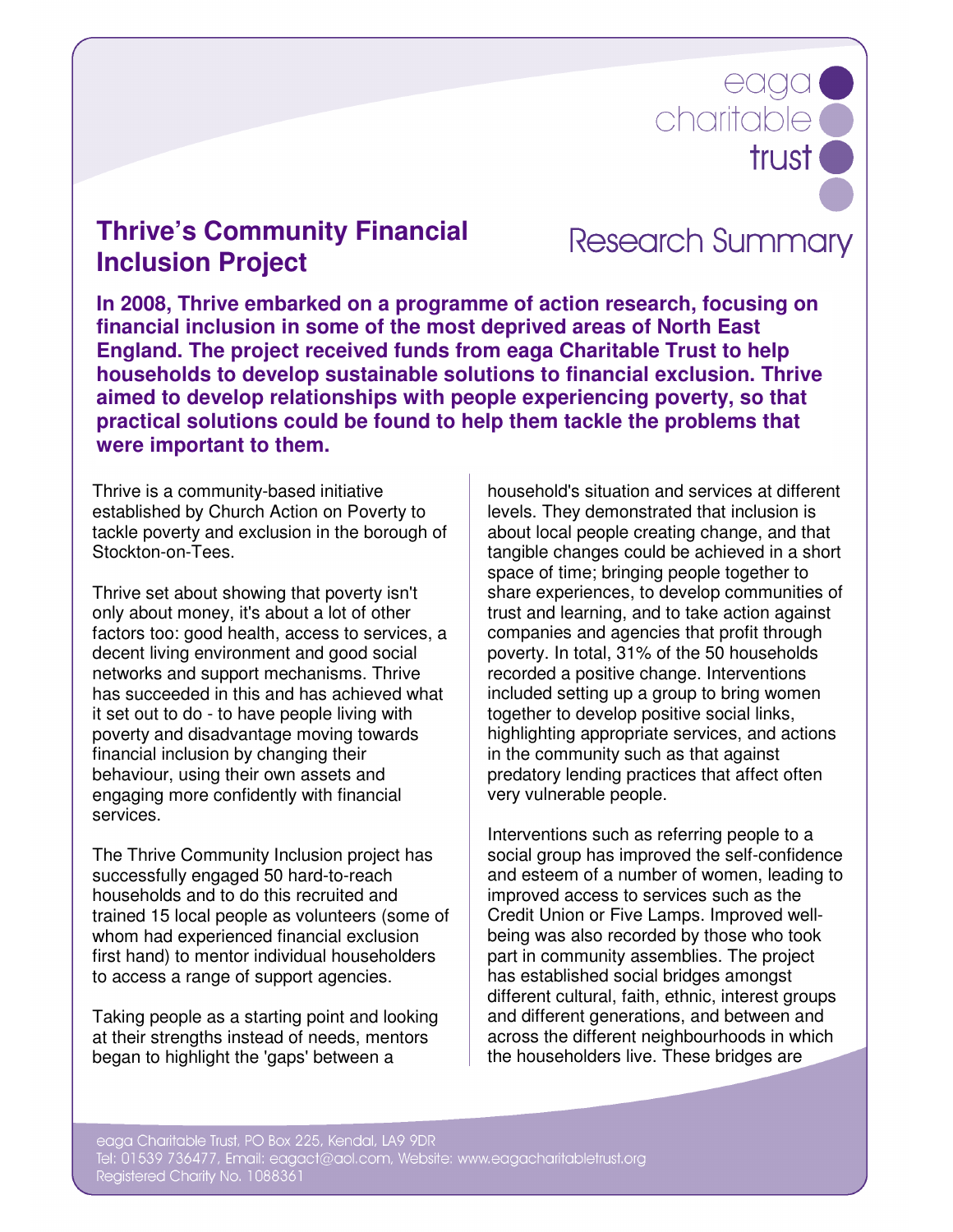eaga charitable trust

# Thrive's Community Financial Inclusion Project

## Research Summary

**In 2008, Thrive embarked on a programme of action research, focusing on financial inclusion in some of the most deprived areas of North East England. The project received funds from eaga Charitable Trust to help households to develop sustainable solutions to financial exclusion. Thrive aimed to develop relationships with people experiencing poverty, so that practical solutions could be found to help them tackle the problems that were important to them.**

Thrive is a community-based initiative established by Church Action on Poverty to tackle poverty and exclusion in the borough of Stockton-on-Tees.

Thrive set about showing that poverty isn't only about money, it's about a lot of other factors too: good health, access to services, a decent living environment and good social networks and support mechanisms. Thrive has succeeded in this and has achieved what it set out to do - to have people living with poverty and disadvantage moving towards financial inclusion by changing their behaviour, using their own assets and engaging more confidently with financial services.

The Thrive Community Inclusion project has successfully engaged 50 hard-to-reach households and to do this recruited and trained 15 local people as volunteers (some of whom had experienced financial exclusion first hand) to mentor individual householders to access a range of support agencies.

Taking people as a starting point and looking at their strengths instead of needs, mentors began to highlight the 'gaps' between a household's situation and services at different levels. They demonstrated that inclusion is about local people creating change, and that tangible changes could be achieved in a short space of time; bringing people together to share experiences, to develop communities of trust and learning, and to take action against companies and agencies that profit through poverty. In total, 31% of the 50 households recorded a positive change. Interventions included setting up a group to bring women together to develop positive social links, highlighting appropriate services, and actions in the community such as that against predatory lending practices that affect often very vulnerable people.

Interventions such as referring people to a social group has improved the self-confidence and esteem of a number of women, leading to improved access to services such as the Credit Union or Five Lamps. Improved well-being was also recorded by those who took part in community assemblies. The project has established social bridges amongst different cultural, faith, ethnic, interest groups and different generations, and between and across the different neighbourhoods in which the householders live. These bridges are

eaga Charitable Trust, PO Box 225, Kendal, LA9 9DR
Tel: 01539 736477, Email: eagact@aol.com, Website: www.eagacharitabletrust.org
Registered Charity No. 1088361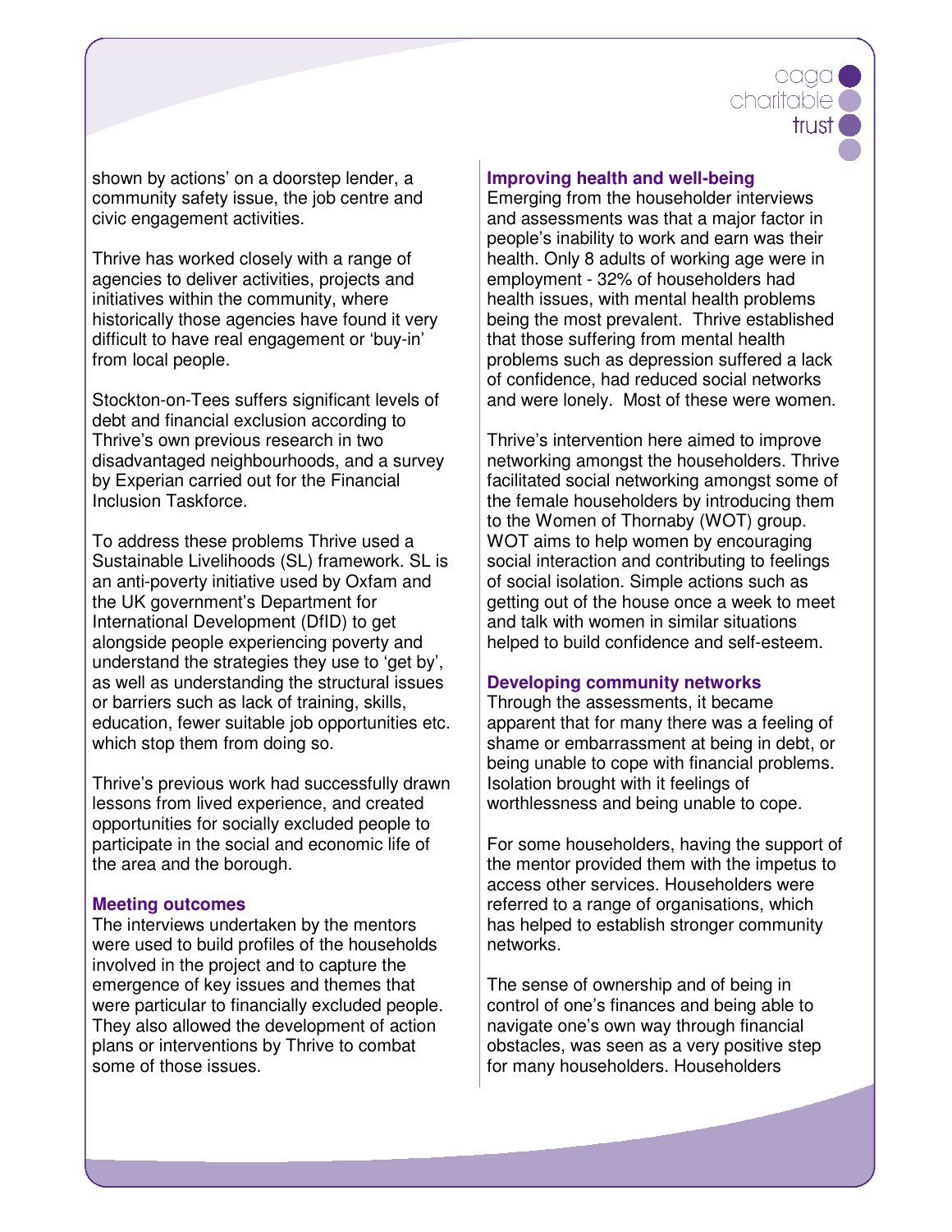shown by actions' on a doorstep lender, a community safety issue, the job centre and civic engagement activities.

Thrive has worked closely with a range of agencies to deliver activities, projects and initiatives within the community, where historically those agencies have found it very difficult to have real engagement or 'buy-in' from local people.

Stockton-on-Tees suffers significant levels of debt and financial exclusion according to Thrive's own previous research in two disadvantaged neighbourhoods, and a survey by Experian carried out for the Financial Inclusion Taskforce.

To address these problems Thrive used a Sustainable Livelihoods (SL) framework. SL is an anti-poverty initiative used by Oxfam and the UK government's Department for International Development (DfID) to get alongside people experiencing poverty and understand the strategies they use to 'get by', as well as understanding the structural issues or barriers such as lack of training, skills, education, fewer suitable job opportunities etc. which stop them from doing so.

Thrive's previous work had successfully drawn lessons from lived experience, and created opportunities for socially excluded people to participate in the social and economic life of the area and the borough.

### Meeting outcomes

The interviews undertaken by the mentors were used to build profiles of the households involved in the project and to capture the emergence of key issues and themes that were particular to financially excluded people. They also allowed the development of action plans or interventions by Thrive to combat some of those issues.

### Improving health and well-being

Emerging from the householder interviews and assessments was that a major factor in people's inability to work and earn was their health. Only 8 adults of working age were in employment - 32% of householders had health issues, with mental health problems being the most prevalent. Thrive established that those suffering from mental health problems such as depression suffered a lack of confidence, had reduced social networks and were lonely. Most of these were women.

Thrive's intervention here aimed to improve networking amongst the householders. Thrive facilitated social networking amongst some of the female householders by introducing them to the Women of Thornaby (WOT) group. WOT aims to help women by encouraging social interaction and contributing to feelings of social isolation. Simple actions such as getting out of the house once a week to meet and talk with women in similar situations helped to build confidence and self-esteem.

### Developing community networks

Through the assessments, it became apparent that for many there was a feeling of shame or embarrassment at being in debt, or being unable to cope with financial problems. Isolation brought with it feelings of worthlessness and being unable to cope.

For some householders, having the support of the mentor provided them with the impetus to access other services. Householders were referred to a range of organisations, which has helped to establish stronger community networks.

The sense of ownership and of being in control of one's finances and being able to navigate one's own way through financial obstacles, was seen as a very positive step for many householders. Householders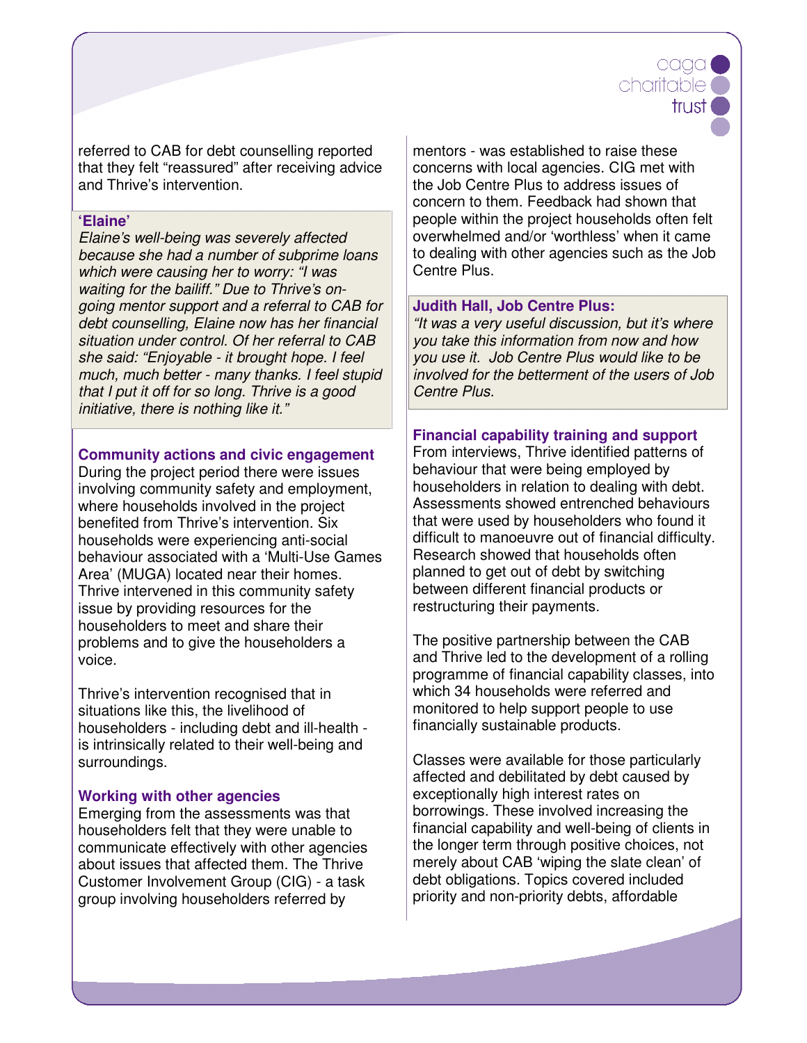referred to CAB for debt counselling reported that they felt "reassured" after receiving advice and Thrive's intervention.

> **'Elaine'**
> *Elaine's well-being was severely affected because she had a number of subprime loans which were causing her to worry: "I was waiting for the bailiff." Due to Thrive's on-going mentor support and a referral to CAB for debt counselling, Elaine now has her financial situation under control. Of her referral to CAB she said: "Enjoyable - it brought hope. I feel much, much better - many thanks. I feel stupid that I put it off for so long. Thrive is a good initiative, there is nothing like it."*

### Community actions and civic engagement

During the project period there were issues involving community safety and employment, where households involved in the project benefited from Thrive's intervention. Six households were experiencing anti-social behaviour associated with a 'Multi-Use Games Area' (MUGA) located near their homes. Thrive intervened in this community safety issue by providing resources for the householders to meet and share their problems and to give the householders a voice.

Thrive's intervention recognised that in situations like this, the livelihood of householders - including debt and ill-health - is intrinsically related to their well-being and surroundings.

### Working with other agencies

Emerging from the assessments was that householders felt that they were unable to communicate effectively with other agencies about issues that affected them. The Thrive Customer Involvement Group (CIG) - a task group involving householders referred by mentors - was established to raise these concerns with local agencies. CIG met with the Job Centre Plus to address issues of concern to them. Feedback had shown that people within the project households often felt overwhelmed and/or 'worthless' when it came to dealing with other agencies such as the Job Centre Plus.

> **Judith Hall, Job Centre Plus:**
> *"It was a very useful discussion, but it's where you take this information from now and how you use it. Job Centre Plus would like to be involved for the betterment of the users of Job Centre Plus.*

### Financial capability training and support

From interviews, Thrive identified patterns of behaviour that were being employed by householders in relation to dealing with debt. Assessments showed entrenched behaviours that were used by householders who found it difficult to manoeuvre out of financial difficulty. Research showed that households often planned to get out of debt by switching between different financial products or restructuring their payments.

The positive partnership between the CAB and Thrive led to the development of a rolling programme of financial capability classes, into which 34 households were referred and monitored to help support people to use financially sustainable products.

Classes were available for those particularly affected and debilitated by debt caused by exceptionally high interest rates on borrowings. These involved increasing the financial capability and well-being of clients in the longer term through positive choices, not merely about CAB 'wiping the slate clean' of debt obligations. Topics covered included priority and non-priority debts, affordable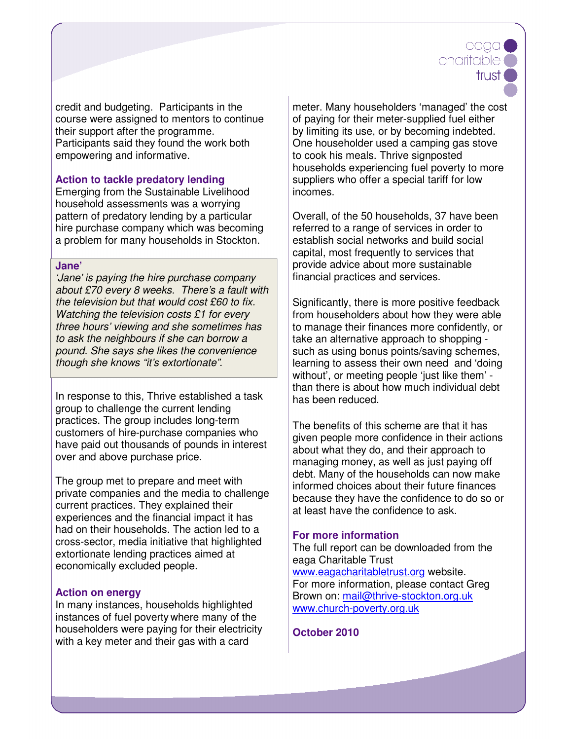credit and budgeting. Participants in the course were assigned to mentors to continue their support after the programme. Participants said they found the work both empowering and informative.

### Action to tackle predatory lending

Emerging from the Sustainable Livelihood household assessments was a worrying pattern of predatory lending by a particular hire purchase company which was becoming a problem for many households in Stockton.

**Jane'**

*'Jane' is paying the hire purchase company about £70 every 8 weeks. There's a fault with the television but that would cost £60 to fix. Watching the television costs £1 for every three hours' viewing and she sometimes has to ask the neighbours if she can borrow a pound. She says she likes the convenience though she knows "it's extortionate".*

In response to this, Thrive established a task group to challenge the current lending practices. The group includes long-term customers of hire-purchase companies who have paid out thousands of pounds in interest over and above purchase price.

The group met to prepare and meet with private companies and the media to challenge current practices. They explained their experiences and the financial impact it has had on their households. The action led to a cross-sector, media initiative that highlighted extortionate lending practices aimed at economically excluded people.

### Action on energy

In many instances, households highlighted instances of fuel poverty where many of the householders were paying for their electricity with a key meter and their gas with a card meter. Many householders 'managed' the cost of paying for their meter-supplied fuel either by limiting its use, or by becoming indebted. One householder used a camping gas stove to cook his meals. Thrive signposted households experiencing fuel poverty to more suppliers who offer a special tariff for low incomes.

Overall, of the 50 households, 37 have been referred to a range of services in order to establish social networks and build social capital, most frequently to services that provide advice about more sustainable financial practices and services.

Significantly, there is more positive feedback from householders about how they were able to manage their finances more confidently, or take an alternative approach to shopping - such as using bonus points/saving schemes, learning to assess their own need and 'doing without', or meeting people 'just like them' - than there is about how much individual debt has been reduced.

The benefits of this scheme are that it has given people more confidence in their actions about what they do, and their approach to managing money, as well as just paying off debt. Many of the households can now make informed choices about their future finances because they have the confidence to do so or at least have the confidence to ask.

### For more information

The full report can be downloaded from the eaga Charitable Trust www.eagacharitabletrust.org website.
For more information, please contact Greg Brown on: mail@thrive-stockton.org.uk
www.church-poverty.org.uk

**October 2010**